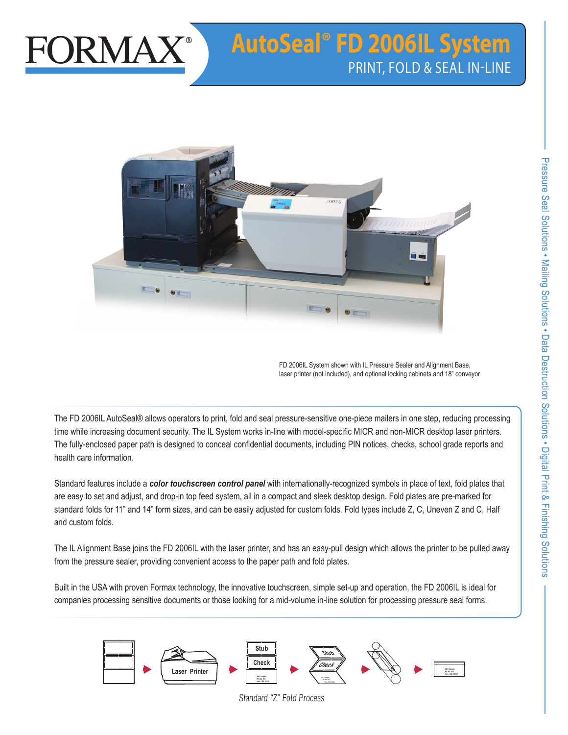FORMAX®

# AutoSeal® FD 2006IL System

## PRINT, FOLD & SEAL IN-LINE

FD 2006IL System shown with IL Pressure Sealer and Alignment Base, laser printer (not included), and optional locking cabinets and 18" conveyor

The FD 2006IL AutoSeal® allows operators to print, fold and seal pressure-sensitive one-piece mailers in one step, reducing processing time while increasing document security. The IL System works in-line with model-specific MICR and non-MICR desktop laser printers. The fully-enclosed paper path is designed to conceal confidential documents, including PIN notices, checks, school grade reports and health care information.

Standard features include a ***color touchscreen control panel*** with internationally-recognized symbols in place of text, fold plates that are easy to set and adjust, and drop-in top feed system, all in a compact and sleek desktop design. Fold plates are pre-marked for standard folds for 11" and 14" form sizes, and can be easily adjusted for custom folds. Fold types include Z, C, Uneven Z and C, Half and custom folds.

The IL Alignment Base joins the FD 2006IL with the laser printer, and has an easy-pull design which allows the printer to be pulled away from the pressure sealer, providing convenient access to the paper path and fold plates.

Built in the USA with proven Formax technology, the innovative touchscreen, simple set-up and operation, the FD 2006IL is ideal for companies processing sensitive documents or those looking for a mid-volume in-line solution for processing pressure seal forms.

Laser Printer → Stub / Check → Stub / Check →

*Standard "Z" Fold Process*

Pressure Seal Solutions • Mailing Solutions • Data Destruction Solutions • Digital Print & Finishing Solutions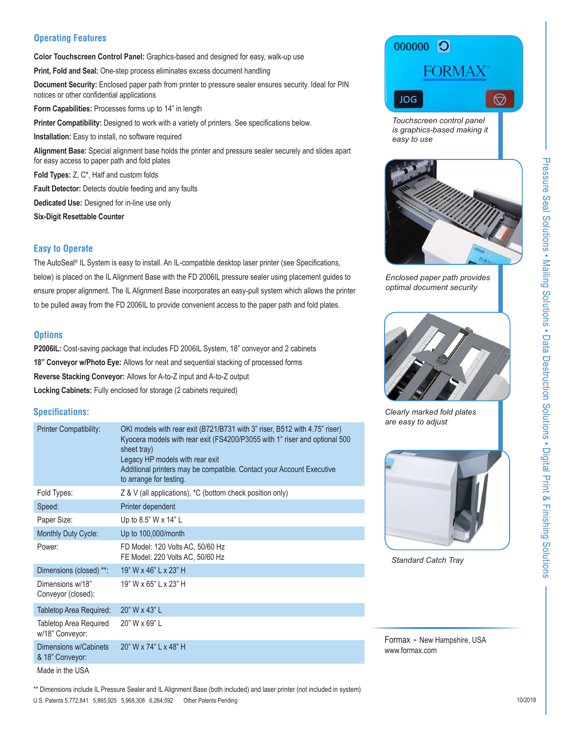## Operating Features

**Color Touchscreen Control Panel:** Graphics-based and designed for easy, walk-up use

**Print, Fold and Seal:** One-step process eliminates excess document handling

**Document Security:** Enclosed paper path from printer to pressure sealer ensures security. Ideal for PIN notices or other confidential applications

**Form Capabilities:** Processes forms up to 14" in length

**Printer Compatibility:** Designed to work with a variety of printers. See specifications below.

**Installation:** Easy to install, no software required

**Alignment Base:** Special alignment base holds the printer and pressure sealer securely and slides apart for easy access to paper path and fold plates

**Fold Types:** Z, C*, Half and custom folds

**Fault Detector:** Detects double feeding and any faults

**Dedicated Use:** Designed for in-line use only

**Six-Digit Resettable Counter**

## Easy to Operate

The AutoSeal® IL System is easy to install. An IL-compatible desktop laser printer (see Specifications, below) is placed on the IL Alignment Base with the FD 2006IL pressure sealer using placement guides to ensure proper alignment. The IL Alignment Base incorporates an easy-pull system which allows the printer to be pulled away from the FD 2006IL to provide convenient access to the paper path and fold plates.

## Options

**P2006IL:** Cost-saving package that includes FD 2006IL System, 18" conveyor and 2 cabinets

**18" Conveyor w/Photo Eye:** Allows for neat and sequential stacking of processed forms

**Reverse Stacking Conveyor:** Allows for A-to-Z input and A-to-Z output

**Locking Cabinets:** Fully enclosed for storage (2 cabinets required)

## Specifications:

| | |
|---|---|
| Printer Compatibility: | OKI models with rear exit (B721/B731 with 3" riser, B512 with 4.75" riser)<br>Kyocera models with rear exit (FS4200/P3055 with 1" riser and optional 500 sheet tray)<br>Legacy HP models with rear exit<br>Additional printers may be compatible. Contact your Account Executive to arrange for testing. |
| Fold Types: | Z & V (all applications), *C (bottom check position only) |
| Speed: | Printer dependent |
| Paper Size: | Up to 8.5" W x 14" L |
| Monthly Duty Cycle: | Up to 100,000/month |
| Power: | FD Model: 120 Volts AC, 50/60 Hz<br>FE Model: 220 Volts AC, 50/60 Hz |
| Dimensions (closed) **: | 19" W x 46" L x 23" H |
| Dimensions w/18" Conveyor (closed): | 19" W x 65" L x 23" H |
| Tabletop Area Required: | 20" W x 43" L |
| Tabletop Area Required w/18" Conveyor: | 20" W x 69" L |
| Dimensions w/Cabinets & 18" Conveyor: | 20" W x 74" L x 48" H |
| Made in the USA | |

** Dimensions include IL Pressure Sealer and IL Alignment Base (both included) and laser printer (not included in system)

U.S. Patents 5,772,841 5,865,925 5,968,308 6,264,592 Other Patents Pending

*Touchscreen control panel is graphics-based making it easy to use*

*Enclosed paper path provides optimal document security*

*Clearly marked fold plates are easy to adjust*

*Standard Catch Tray*

Formax - New Hampshire, USA
www.formax.com

10/2018